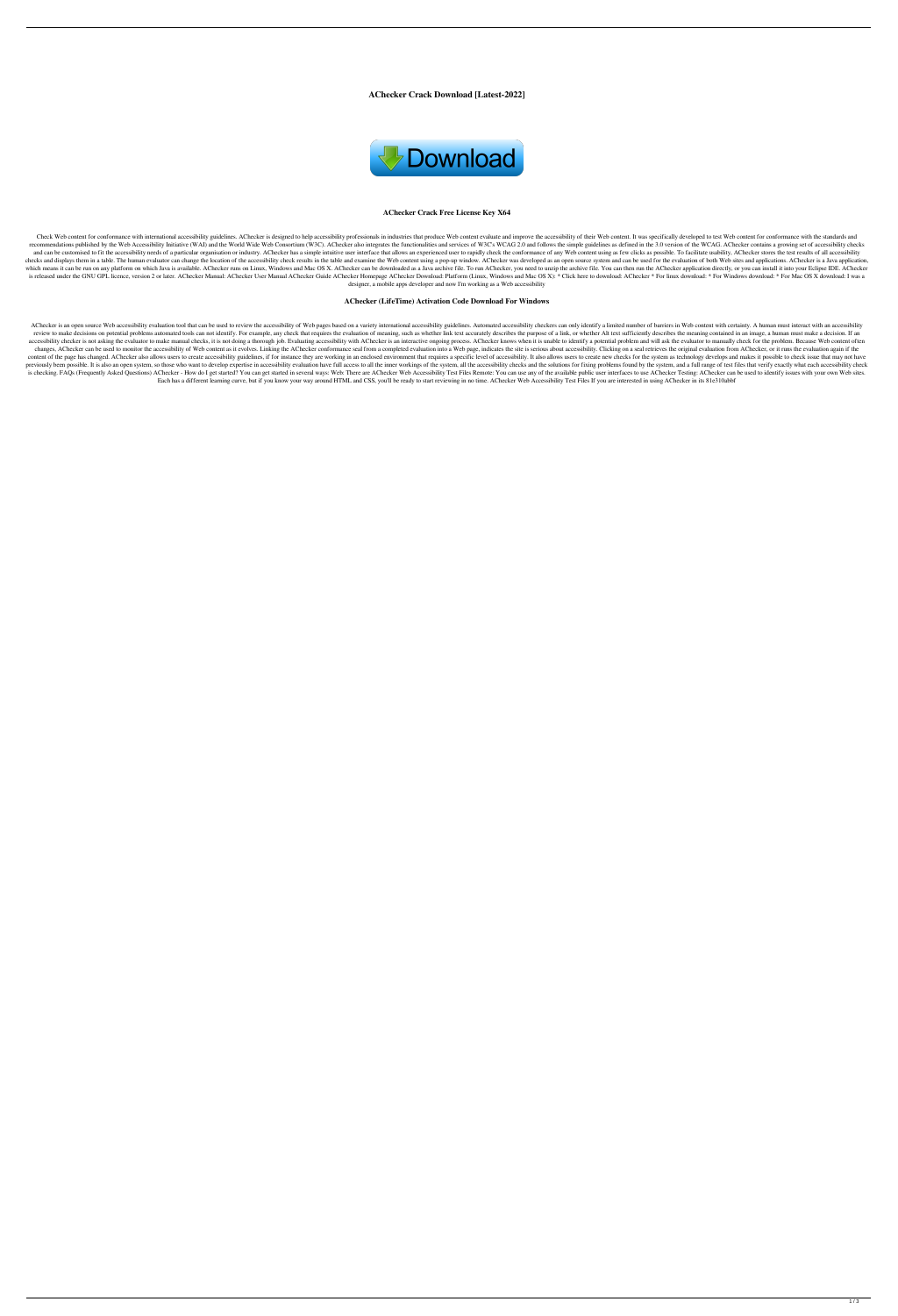# AChecker Crack Download [Latest-2022]

## AChecker Crack Free License Key X64

Check Web content for conformance with international accessibility guidelines. AChecker is designed to help accessibility professionals in industries that produce Web content evaluate and improve the accessibility of their Web content. It was specifically developed to test Web content for conformance with the standards and recommendations published by the Web Accessibility Initiative (WAI) and the World Wide Web Consortium (W3C). AChecker also integrates the functionalities and services of W3C's WCAG 2.0 and follows the simple guidelines as defined in the 3.0 version of the WCAG. AChecker contains a growing set of accessibility checks and can be customised to fit the accessibility needs of a particular organisation or industry. AChecker has a simple intuitive user interface that allows an experienced user to rapidly check the conformance of any Web content using as few clicks as possible. To facilitate usability, AChecker stores the test results of all accessibility checks and displays them in a table. The human evaluator can change the location of the accessibility check results in the table and examine the Web content using a pop-up window. AChecker was developed as an open source system and can be used for the evaluation of both Web sites and applications. AChecker is a Java application, which means it can be run on any platform on which Java is available. AChecker runs on Linux, Windows and Mac OS X. AChecker can be downloaded as a Java archive file. To run AChecker, you need to unzip the archive file. You can then run the AChecker application directly, or you can install it into your Eclipse IDE. AChecker is released under the GNU GPL licence, version 2 or later. AChecker Manual: AChecker User Manual AChecker Guide AChecker Homepage AChecker Download: Platform (Linux, Windows and Mac OS X): * Click here to download: AChecker * For linux download: * For Windows download: * For Mac OS X download: I was a designer, a mobile apps developer and now I'm working as a Web accessibility

## AChecker (LifeTime) Activation Code Download For Windows

AChecker is an open source Web accessibility evaluation tool that can be used to review the accessibility of Web pages based on a variety international accessibility guidelines. Automated accessibility checkers can only identify a limited number of barriers in Web content with certainty. A human must interact with an accessibility review to make decisions on potential problems automated tools can not identify. For example, any check that requires the evaluation of meaning, such as whether link text accurately describes the purpose of a link, or whether Alt text sufficiently describes the meaning contained in an image, a human must make a decision. If an accessibility checker is not asking the evaluator to make manual checks, it is not doing a thorough job. Evaluating accessibility with AChecker is an interactive ongoing process. AChecker knows when it is unable to identify a potential problem and will ask the evaluator to manually check for the problem. Because Web content often changes, AChecker can be used to monitor the accessibility of Web content as it evolves. Linking the AChecker conformance seal from a completed evaluation into a Web page, indicates the site is serious about accessibility. Clicking on a seal retrieves the original evaluation from AChecker, or it runs the evaluation again if the content of the page has changed. AChecker also allows users to create accessibility guidelines, if for instance they are working in an enclosed environment that requires a specific level of accessibility. It also allows users to create new checks for the system as technology develops and makes it possible to check issue that may not have previously been possible. It is also an open system, so those who want to develop expertise in accessibility evaluation have full access to all the inner workings of the system, all the accessibility checks and the solutions for fixing problems found by the system, and a full range of test files that verify exactly what each accessibility check is checking. FAQs (Frequently Asked Questions) AChecker - How do I get started? You can get started in several ways: Web: There are AChecker Web Accessibility Test Files Remote: You can use any of the available public user interfaces to use AChecker Testing: AChecker can be used to identify issues with your own Web sites. Each has a different learning curve, but if you know your way around HTML and CSS, you'll be ready to start reviewing in no time. AChecker Web Accessibility Test Files If you are interested in using AChecker in its 81e310abbf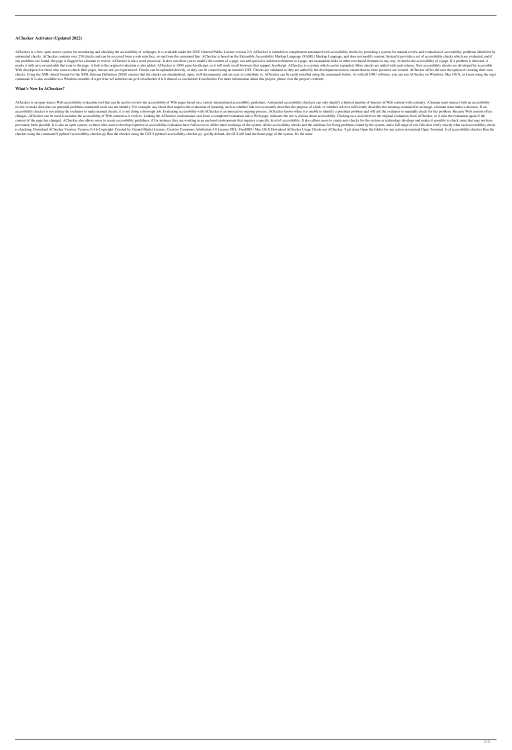### AChecker Activator (Updated 2022)

AChecker is a free, open source system for monitoring and checking the accessibility of webpages. It is available under the GNU General Public License version 2.0. AChecker is intended to complement automated web accessibility checks by providing a system for manual review and evaluation of accessibility problems identified by automated checks. AChecker contains over 250 checks and can be accessed from a web interface, or run from the command line. AChecker is based on the Extensible Accessibility Markup Language (XAML) Markup Language, and does not modify content. Instead it provides a set of accessibility checks which are evaluated, and if any problems are found, the page is flagged for a human to review. AChecker is not a word processor. It does not allow you to modify the content of a page, nor add special or unknown elements to a page, nor manipulate links or other text-based elements in any way. It checks the accessibility of a page. If a problem is detected, it marks it with an icon and adds that icon to the page. A link to the original evaluation is also added. AChecker is 100% pure-JavaScript, so it will work on all browsers that support JavaScript. AChecker is a system which can be expanded. More checks are added with each release. New accessibility checks are developed by accessible Web developers for those who want to check their pages, but are not yet experienced. Checks can be uploaded directly, or they can be created using an intuitive GUI. Checks are validated as they are added by the development team to ensure that no false positives are created. AChecker offers the user the option of creating their own checks. Using the XML-based format for the XML Schema Definition (XSD) ensures that the checks are standardised, open, well-documented, and are easy to contribute to. AChecker can be easily installed using the commands below. As with all GNU software, you can run AChecker on Windows, Mac OS X, or Linux using the wget command. It is also available as a Windows installer. # wget # tar xzf achecker.tar.gz # cd achecker # ls # chmod +x./acchecker # ./acchecker For more information about this project, please visit the project's website:

### What's New In AChecker?

AChecker is an open source Web accessibility evaluation tool that can be used to review the accessibility of Web pages based on a variety international accessibility guidelines. Automated accessibility checkers can only identify a limited number of barriers in Web content with certainty. A human must interact with an accessibility review to make decisions on potential problems automated tools can not identify. For example, any check that requires the evaluation of meaning, such as whether link text accurately describes the purpose of a link, or whether Alt text sufficiently describes the meaning contained in an image, a human must make a decision. If an accessibility checker is not asking the evaluator to make manual checks, it is not doing a thorough job. Evaluating accessibility with AChecker is an interactive ongoing process. AChecker knows when it is unable to identify a potential problem and will ask the evaluator to manually check for the problem. Because Web content often changes, AChecker can be used to monitor the accessibility of Web content as it evolves. Linking the AChecker conformance seal from a completed evaluation into a Web page, indicates the site is serious about accessibility. Clicking on a seal retrieves the original evaluation from AChecker, or it runs the evaluation again if the content of the page has changed. AChecker also allows users to create accessibility guidelines, if for instance they are working in an enclosed environment that requires a specific level of accessibility. It also allows users to create new checks for the system as technology develops and makes it possible to check issue that may not have previously been possible. It is also an open system, so those who want to develop expertise in accessibility evaluation have full access to all the inner workings of the system, all the accessibility checks and the solutions for fixing problems found by the system, and a full range of test files that verify exactly what each accessibility check is checking. Download AChecker Version: Version: 0.4.6 Copyright: Created by: Gerard Marlet License: Creative Commons Attribution 3.0 License URL: FreeBSD / Mac OS X Download AChecker Usage Check-out AChecker. $ git clone Open the folder for any action in terminal Open Terminal. $ cd accessibility-checker Run the checker using the command $ python3 accessibility-checker.py Run the checker using the GUI $ python3 accessibility-checker.py --gui By default, the GUI will load the home page of the system. It's the same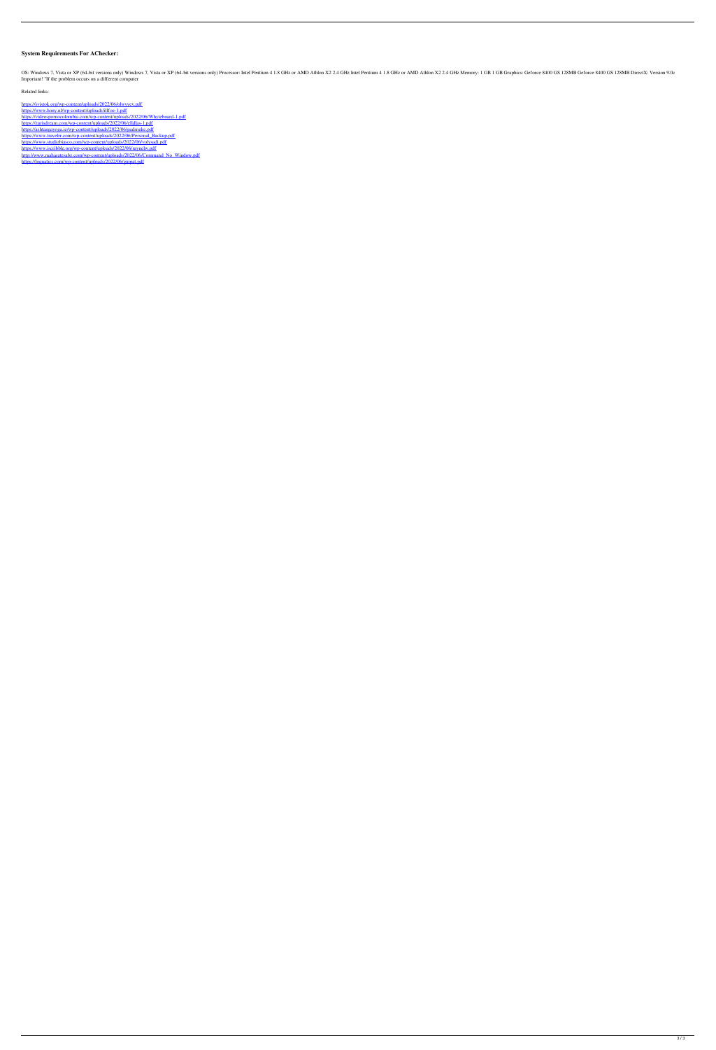### System Requirements For AChecker:

OS: Windows 7, Vista or XP (64-bit versions only) Windows 7, Vista or XP (64-bit versions only) Processor: Intel Pentium 4 1.8 GHz or AMD Athlon X2 2.4 GHz Intel Pentium 4 1.8 GHz or AMD Athlon X2 2.4 GHz Memory: 1 GB 1 GB Graphics: Geforce 8400 GS 128MB Geforce 8400 GS 128MB DirectX: Version 9.0c Important! "If the problem occurs on a different computer

Related links:

https://svistok.org/wp-content/uploads/2022/06/olwyyev.pdf
https://www.hony.nl/wp-content/uploads/illfoe-1.pdf
https://videospornocolombia.com/wp-content/uploads/2022/06/Whyteboard-1.pdf
https://zurisdream.com/wp-content/uploads/2022/06/elldlas-1.pdf
https://ashtangayoga.ie/wp-content/uploads/2022/06/padmeke.pdf
https://www.travelrr.com/wp-content/uploads/2022/06/Personal_Backup.pdf
https://www.studiobiasco.com/wp-content/uploads/2022/06/volysadi.pdf
https://www.iscribble.org/wp-content/uploads/2022/06/raynelw.pdf
http://www.maharatesabz.com/wp-content/uploads/2022/06/Command_No_Window.pdf
https://loquatics.com/wp-content/uploads/2022/06/paipat.pdf